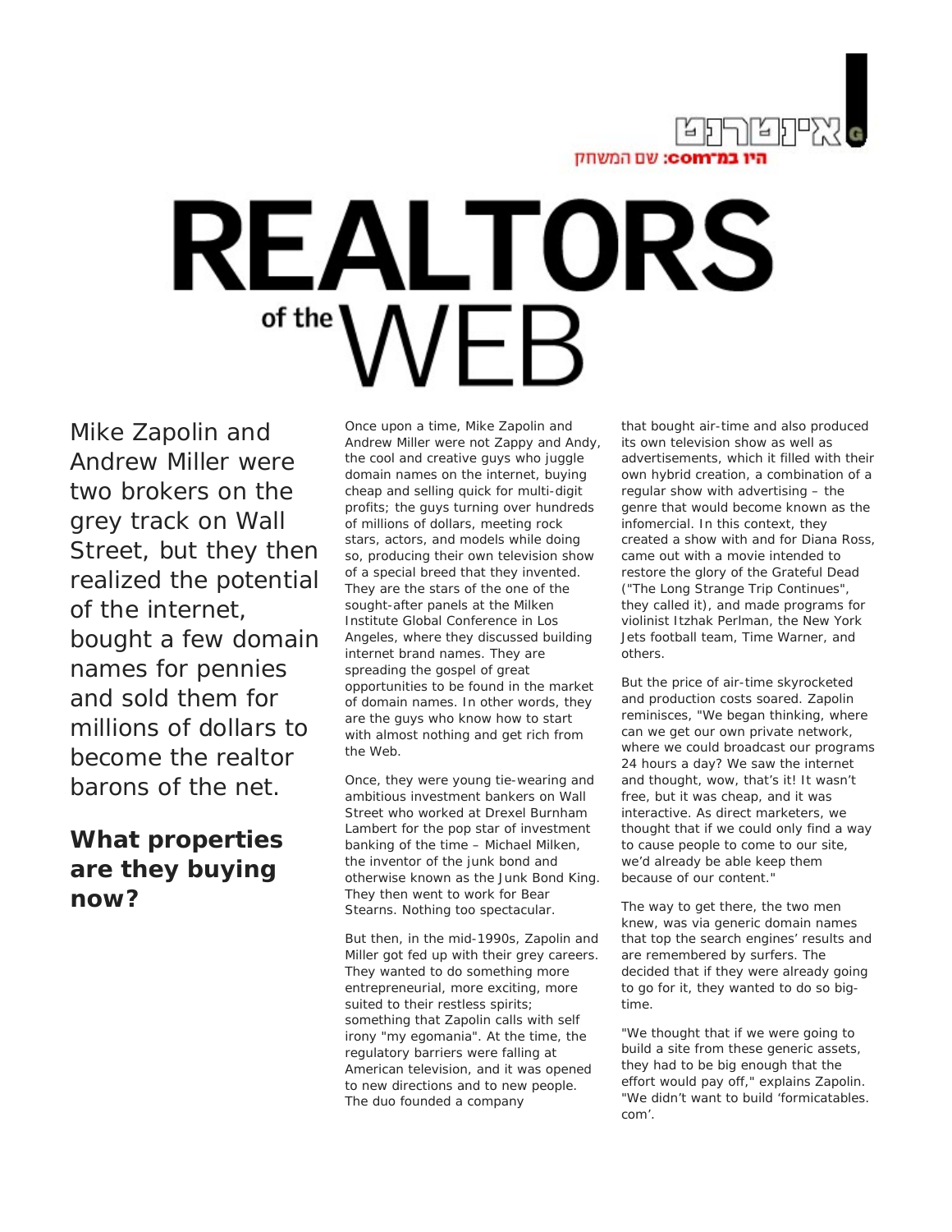אינטרנט

היו במ־com: שם המשחק

# REALTORS of the WEB

Mike Zapolin and Andrew Miller were two brokers on the grey track on Wall Street, but they then realized the potential of the internet, bought a few domain names for pennies and sold them for millions of dollars to become the realtor barons of the net.

## What properties are they buying now?

Once upon a time, Mike Zapolin and Andrew Miller were not Zappy and Andy, the cool and creative guys who juggle domain names on the internet, buying cheap and selling quick for multi-digit profits; the guys turning over hundreds of millions of dollars, meeting rock stars, actors, and models while doing so, producing their own television show of a special breed that they invented. They are the stars of the one of the sought-after panels at the Milken Institute Global Conference in Los Angeles, where they discussed building internet brand names. They are spreading the gospel of great opportunities to be found in the market of domain names. In other words, they are the guys who know how to start with almost nothing and get rich from the Web.

Once, they were young tie-wearing and ambitious investment bankers on Wall Street who worked at Drexel Burnham Lambert for the pop star of investment banking of the time – Michael Milken, the inventor of the junk bond and otherwise known as the Junk Bond King. They then went to work for Bear Stearns. Nothing too spectacular.

But then, in the mid-1990s, Zapolin and Miller got fed up with their grey careers. They wanted to do something more entrepreneurial, more exciting, more suited to their restless spirits; something that Zapolin calls with self irony "my egomania". At the time, the regulatory barriers were falling at American television, and it was opened to new directions and to new people. The duo founded a company that bought air-time and also produced its own television show as well as advertisements, which it filled with their own hybrid creation, a combination of a regular show with advertising – the genre that would become known as the infomercial. In this context, they created a show with and for Diana Ross, came out with a movie intended to restore the glory of the Grateful Dead ("The Long Strange Trip Continues", they called it), and made programs for violinist Itzhak Perlman, the New York Jets football team, Time Warner, and others.

But the price of air-time skyrocketed and production costs soared. Zapolin reminisces, "We began thinking, where can we get our own private network, where we could broadcast our programs 24 hours a day? We saw the internet and thought, wow, that's it! It wasn't free, but it was cheap, and it was interactive. As direct marketers, we thought that if we could only find a way to cause people to come to our site, we'd already be able keep them because of our content."

The way to get there, the two men knew, was via generic domain names that top the search engines' results and are remembered by surfers. The decided that if they were already going to go for it, they wanted to do so big-time.

"We thought that if we were going to build a site from these generic assets, they had to be big enough that the effort would pay off," explains Zapolin. "We didn't want to build 'formicatables.com'.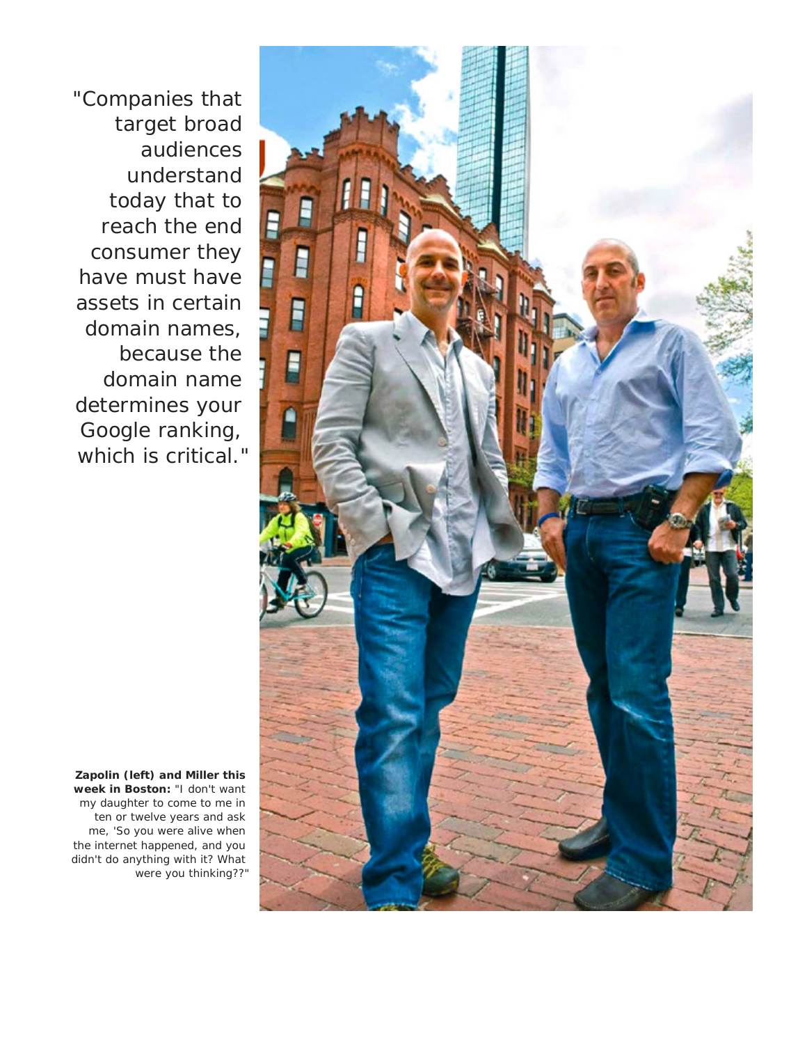"Companies that target broad audiences understand today that to reach the end consumer they have must have assets in certain domain names, because the domain name determines your Google ranking, which is critical."

**Zapolin (left) and Miller this week in Boston:** "I don't want my daughter to come to me in ten or twelve years and ask me, 'So you were alive when the internet happened, and you didn't do anything with it? What were you thinking??"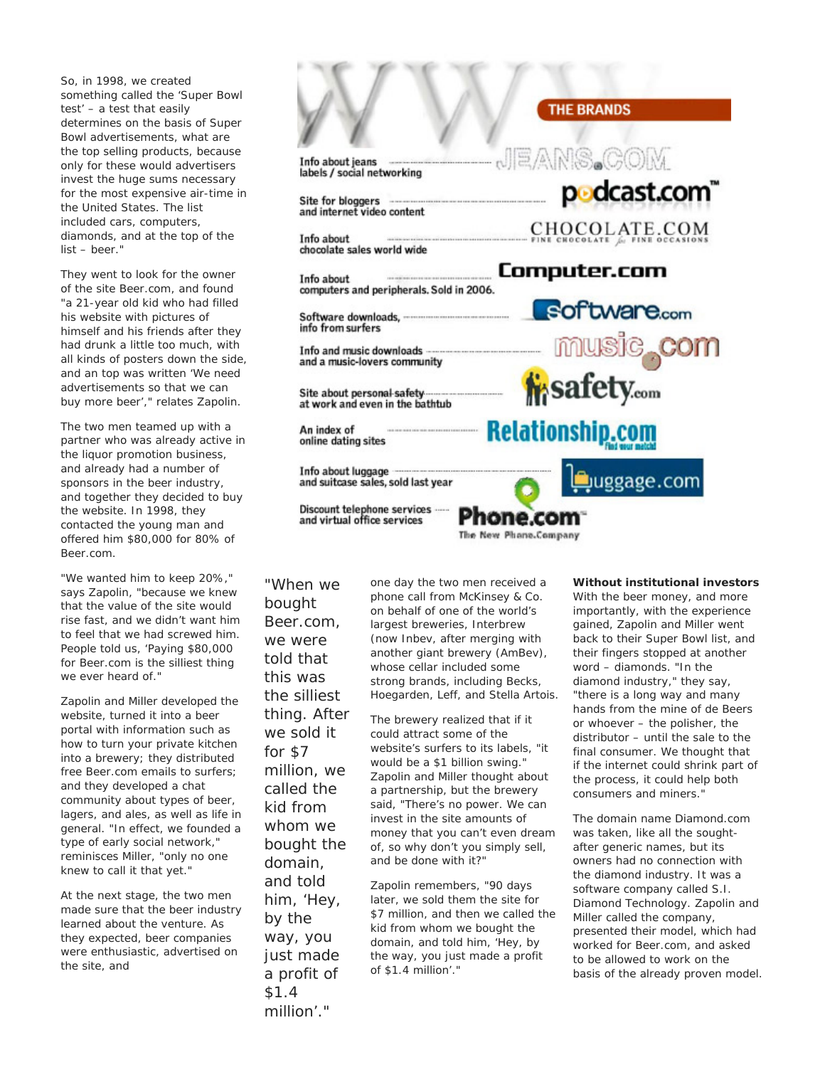So, in 1998, we created something called the 'Super Bowl test' – a test that easily determines on the basis of Super Bowl advertisements, what are the top selling products, because only for these would advertisers invest the huge sums necessary for the most expensive air-time in the United States. The list included cars, computers, diamonds, and at the top of the list – beer."

They went to look for the owner of the site Beer.com, and found "a 21-year old kid who had filled his website with pictures of himself and his friends after they had drunk a little too much, with all kinds of posters down the side, and an top was written 'We need advertisements so that we can buy more beer'," relates Zapolin.

The two men teamed up with a partner who was already active in the liquor promotion business, and already had a number of sponsors in the beer industry, and together they decided to buy the website. In 1998, they contacted the young man and offered him $80,000 for 80% of Beer.com.

"We wanted him to keep 20%," says Zapolin, "because we knew that the value of the site would rise fast, and we didn't want him to feel that we had screwed him. People told us, 'Paying $80,000 for Beer.com is the silliest thing we ever heard of."

Zapolin and Miller developed the website, turned it into a beer portal with information such as how to turn your private kitchen into a brewery; they distributed free Beer.com emails to surfers; and they developed a chat community about types of beer, lagers, and ales, as well as life in general. "In effect, we founded a type of early social network," reminisces Miller, "only no one knew to call it that yet."

At the next stage, the two men made sure that the beer industry learned about the venture. As they expected, beer companies were enthusiastic, advertised on the site, and one day the two men received a phone call from McKinsey & Co. on behalf of one of the world's largest breweries, Interbrew (now Inbev, after merging with another giant brewery (AmBev), whose cellar included some strong brands, including Becks, Hoegarden, Leff, and Stella Artois.

The brewery realized that if it could attract some of the website's surfers to its labels, "it would be a $1 billion swing." Zapolin and Miller thought about a partnership, but the brewery said, "There's no power. We can invest in the site amounts of money that you can't even dream of, so why don't you simply sell, and be done with it?"

Zapolin remembers, "90 days later, we sold them the site for $7 million, and then we called the kid from whom we bought the domain, and told him, 'Hey, by the way, you just made a profit of $1.4 million'."

> "When we bought Beer.com, we were told that this was the silliest thing. After we sold it for $7 million, we called the kid from whom we bought the domain, and told him, 'Hey, by the way, you just made a profit of $1.4 million'."

**THE BRANDS**

| | |
|---|---|
| Info about jeans labels / social networking | JEANS.COM |
| Site for bloggers and internet video content | podcast.com |
| Info about chocolate sales world wide | CHOCOLATE.COM |
| Info about computers and peripherals. Sold in 2006. | Computer.com |
| Software downloads, info from surfers | software.com |
| Info and music downloads and a music-lovers community | music.com |
| Site about personal safety at work and even in the bathtub | safety.com |
| An index of online dating sites | Relationship.com |
| Info about luggage and suitcase sales, sold last year | luggage.com |
| Discount telephone services and virtual office services | Phone.com |

### Without institutional investors

With the beer money, and more importantly, with the experience gained, Zapolin and Miller went back to their Super Bowl list, and their fingers stopped at another word – diamonds. "In the diamond industry," they say, "there is a long way and many hands from the mine of de Beers or whoever – the polisher, the distributor – until the sale to the final consumer. We thought that if the internet could shrink part of the process, it could help both consumers and miners."

The domain name Diamond.com was taken, like all the sought-after generic names, but its owners had no connection with the diamond industry. It was a software company called S.I. Diamond Technology. Zapolin and Miller called the company, presented their model, which had worked for Beer.com, and asked to be allowed to work on the basis of the already proven model.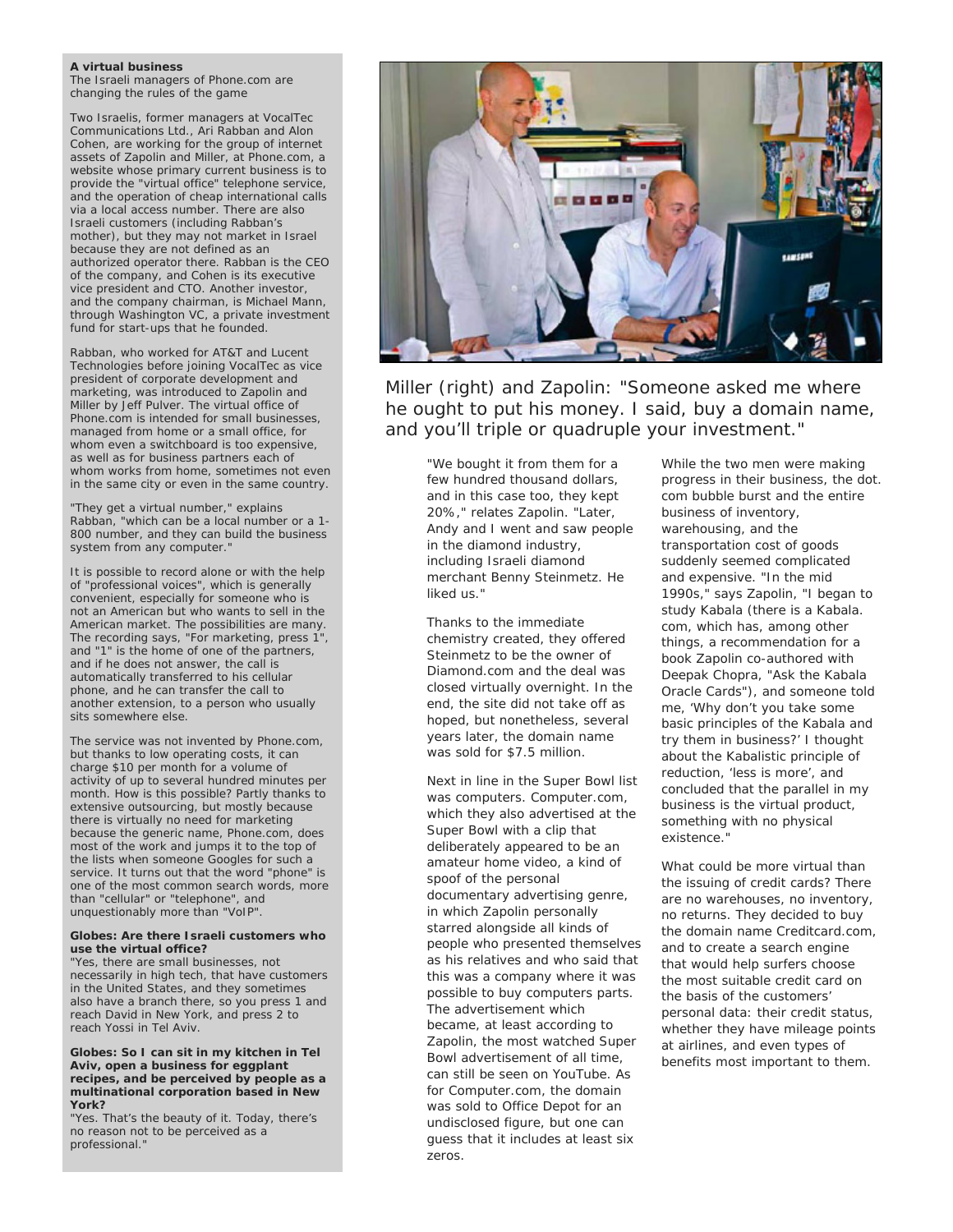**A virtual business**

The Israeli managers of Phone.com are changing the rules of the game

Two Israelis, former managers at VocalTec Communications Ltd., Ari Rabban and Alon Cohen, are working for the group of internet assets of Zapolin and Miller, at Phone.com, a website whose primary current business is to provide the "virtual office" telephone service, and the operation of cheap international calls via a local access number. There are also Israeli customers (including Rabban's mother), but they may not market in Israel because they are not defined as an authorized operator there. Rabban is the CEO of the company, and Cohen is its executive vice president and CTO. Another investor, and the company chairman, is Michael Mann, through Washington VC, a private investment fund for start-ups that he founded.

Rabban, who worked for AT&T and Lucent Technologies before joining VocalTec as vice president of corporate development and marketing, was introduced to Zapolin and Miller by Jeff Pulver. The virtual office of Phone.com is intended for small businesses, managed from home or a small office, for whom even a switchboard is too expensive, as well as for business partners each of whom works from home, sometimes not even in the same city or even in the same country.

"They get a virtual number," explains Rabban, "which can be a local number or a 1-800 number, and they can build the business system from any computer."

It is possible to record alone or with the help of "professional voices", which is generally convenient, especially for someone who is not an American but who wants to sell in the American market. The possibilities are many. The recording says, "For marketing, press 1", and "1" is the home of one of the partners, and if he does not answer, the call is automatically transferred to his cellular phone, and he can transfer the call to another extension, to a person who usually sits somewhere else.

The service was not invented by Phone.com, but thanks to low operating costs, it can charge $10 per month for a volume of activity of up to several hundred minutes per month. How is this possible? Partly thanks to extensive outsourcing, but mostly because there is virtually no need for marketing because the generic name, Phone.com, does most of the work and jumps it to the top of the lists when someone Googles for such a service. It turns out that the word "phone" is one of the most common search words, more than "cellular" or "telephone", and unquestionably more than "VoIP".

**Globes: Are there Israeli customers who use the virtual office?**

"Yes, there are small businesses, not necessarily in high tech, that have customers in the United States, and they sometimes also have a branch there, so you press 1 and reach David in New York, and press 2 to reach Yossi in Tel Aviv.

**Globes: So I can sit in my kitchen in Tel Aviv, open a business for eggplant recipes, and be perceived by people as a multinational corporation based in New York?**

"Yes. That's the beauty of it. Today, there's no reason not to be perceived as a professional."

Miller (right) and Zapolin: "Someone asked me where he ought to put his money. I said, buy a domain name, and you'll triple or quadruple your investment."

"We bought it from them for a few hundred thousand dollars, and in this case too, they kept 20%," relates Zapolin. "Later, Andy and I went and saw people in the diamond industry, including Israeli diamond merchant Benny Steinmetz. He liked us."

Thanks to the immediate chemistry created, they offered Steinmetz to be the owner of Diamond.com and the deal was closed virtually overnight. In the end, the site did not take off as hoped, but nonetheless, several years later, the domain name was sold for $7.5 million.

Next in line in the Super Bowl list was computers. Computer.com, which they also advertised at the Super Bowl with a clip that deliberately appeared to be an amateur home video, a kind of spoof of the personal documentary advertising genre, in which Zapolin personally starred alongside all kinds of people who presented themselves as his relatives and who said that this was a company where it was possible to buy computers parts. The advertisement which became, at least according to Zapolin, the most watched Super Bowl advertisement of all time, can still be seen on YouTube. As for Computer.com, the domain was sold to Office Depot for an undisclosed figure, but one can guess that it includes at least six zeros.

While the two men were making progress in their business, the dot.com bubble burst and the entire business of inventory, warehousing, and the transportation cost of goods suddenly seemed complicated and expensive. "In the mid 1990s," says Zapolin, "I began to study Kabala (there is a Kabala.com, which has, among other things, a recommendation for a book Zapolin co-authored with Deepak Chopra, "Ask the Kabala Oracle Cards"), and someone told me, 'Why don't you take some basic principles of the Kabala and try them in business?' I thought about the Kabalistic principle of reduction, 'less is more', and concluded that the parallel in my business is the virtual product, something with no physical existence."

What could be more virtual than the issuing of credit cards? There are no warehouses, no inventory, no returns. They decided to buy the domain name Creditcard.com, and to create a search engine that would help surfers choose the most suitable credit card on the basis of the customers' personal data: their credit status, whether they have mileage points at airlines, and even types of benefits most important to them.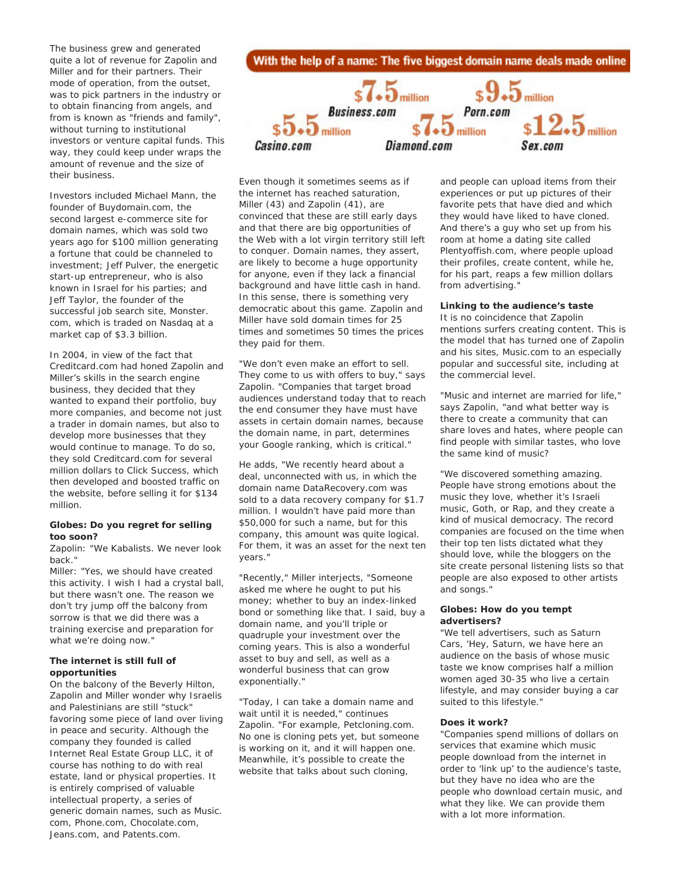The business grew and generated quite a lot of revenue for Zapolin and Miller and for their partners. Their mode of operation, from the outset, was to pick partners in the industry or to obtain financing from angels, and from is known as "friends and family", without turning to institutional investors or venture capital funds. This way, they could keep under wraps the amount of revenue and the size of their business.

Investors included Michael Mann, the founder of Buydomain.com, the second largest e-commerce site for domain names, which was sold two years ago for $100 million generating a fortune that could be channeled to investment; Jeff Pulver, the energetic start-up entrepreneur, who is also known in Israel for his parties; and Jeff Taylor, the founder of the successful job search site, Monster. com, which is traded on Nasdaq at a market cap of $3.3 billion.

In 2004, in view of the fact that Creditcard.com had honed Zapolin and Miller's skills in the search engine business, they decided that they wanted to expand their portfolio, buy more companies, and become not just a trader in domain names, but also to develop more businesses that they would continue to manage. To do so, they sold Creditcard.com for several million dollars to Click Success, which then developed and boosted traffic on the website, before selling it for $134 million.

**Globes: Do you regret for selling too soon?**

Zapolin: "We Kabalists. We never look back."

Miller: "Yes, we should have created this activity. I wish I had a crystal ball, but there wasn't one. The reason we don't try jump off the balcony from sorrow is that we did there was a training exercise and preparation for what we're doing now."

**The internet is still full of opportunities**

On the balcony of the Beverly Hilton, Zapolin and Miller wonder why Israelis and Palestinians are still "stuck" favoring some piece of land over living in peace and security. Although the company they founded is called Internet Real Estate Group LLC, it of course has nothing to do with real estate, land or physical properties. It is entirely comprised of valuable intellectual property, a series of generic domain names, such as Music. com, Phone.com, Chocolate.com, Jeans.com, and Patents.com.

**With the help of a name: The five biggest domain name deals made online**

| Domain | Price |
|---|---|
| Casino.com | $5.5 million |
| Business.com | $7.5 million |
| Diamond.com | $7.5 million |
| Porn.com | $9.5 million |
| Sex.com | $12.5 million |

Even though it sometimes seems as if the internet has reached saturation, Miller (43) and Zapolin (41), are convinced that these are still early days and that there are big opportunities of the Web with a lot virgin territory still left to conquer. Domain names, they assert, are likely to become a huge opportunity for anyone, even if they lack a financial background and have little cash in hand. In this sense, there is something very democratic about this game. Zapolin and Miller have sold domain times for 25 times and sometimes 50 times the prices they paid for them.

"We don't even make an effort to sell. They come to us with offers to buy," says Zapolin. "Companies that target broad audiences understand today that to reach the end consumer they have must have assets in certain domain names, because the domain name, in part, determines your Google ranking, which is critical."

He adds, "We recently heard about a deal, unconnected with us, in which the domain name DataRecovery.com was sold to a data recovery company for $1.7 million. I wouldn't have paid more than $50,000 for such a name, but for this company, this amount was quite logical. For them, it was an asset for the next ten years."

"Recently," Miller interjects, "Someone asked me where he ought to put his money; whether to buy an index-linked bond or something like that. I said, buy a domain name, and you'll triple or quadruple your investment over the coming years. This is also a wonderful asset to buy and sell, as well as a wonderful business that can grow exponentially."

"Today, I can take a domain name and wait until it is needed," continues Zapolin. "For example, Petcloning.com. No one is cloning pets yet, but someone is working on it, and it will happen one. Meanwhile, it's possible to create the website that talks about such cloning, and people can upload items from their experiences or put up pictures of their favorite pets that have died and which they would have liked to have cloned. And there's a guy who set up from his room at home a dating site called Plentyoffish.com, where people upload their profiles, create content, while he, for his part, reaps a few million dollars from advertising."

**Linking to the audience's taste**

It is no coincidence that Zapolin mentions surfers creating content. This is the model that has turned one of Zapolin and his sites, Music.com to an especially popular and successful site, including at the commercial level.

"Music and internet are married for life," says Zapolin, "and what better way is there to create a community that can share loves and hates, where people can find people with similar tastes, who love the same kind of music?

"We discovered something amazing. People have strong emotions about the music they love, whether it's Israeli music, Goth, or Rap, and they create a kind of musical democracy. The record companies are focused on the time when their top ten lists dictated what they should love, while the bloggers on the site create personal listening lists so that people are also exposed to other artists and songs."

**Globes: How do you tempt advertisers?**

"We tell advertisers, such as Saturn Cars, 'Hey, Saturn, we have here an audience on the basis of whose music taste we know comprises half a million women aged 30-35 who live a certain lifestyle, and may consider buying a car suited to this lifestyle."

**Does it work?**

"Companies spend millions of dollars on services that examine which music people download from the internet in order to 'link up' to the audience's taste, but they have no idea who are the people who download certain music, and what they like. We can provide them with a lot more information.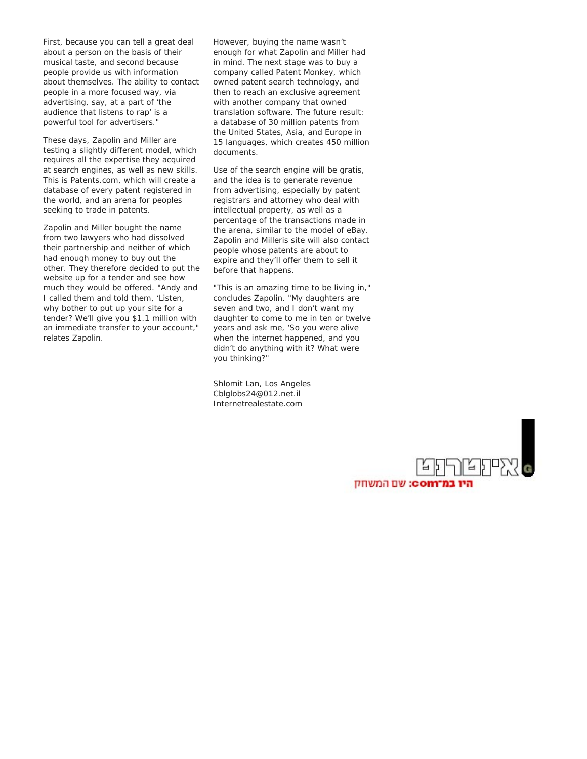First, because you can tell a great deal about a person on the basis of their musical taste, and second because people provide us with information about themselves. The ability to contact people in a more focused way, via advertising, say, at a part of 'the audience that listens to rap' is a powerful tool for advertisers."

These days, Zapolin and Miller are testing a slightly different model, which requires all the expertise they acquired at search engines, as well as new skills. This is Patents.com, which will create a database of every patent registered in the world, and an arena for peoples seeking to trade in patents.

Zapolin and Miller bought the name from two lawyers who had dissolved their partnership and neither of which had enough money to buy out the other. They therefore decided to put the website up for a tender and see how much they would be offered. "Andy and I called them and told them, 'Listen, why bother to put up your site for a tender? We'll give you $1.1 million with an immediate transfer to your account," relates Zapolin.

However, buying the name wasn't enough for what Zapolin and Miller had in mind. The next stage was to buy a company called Patent Monkey, which owned patent search technology, and then to reach an exclusive agreement with another company that owned translation software. The future result: a database of 30 million patents from the United States, Asia, and Europe in 15 languages, which creates 450 million documents.

Use of the search engine will be gratis, and the idea is to generate revenue from advertising, especially by patent registrars and attorney who deal with intellectual property, as well as a percentage of the transactions made in the arena, similar to the model of eBay. Zapolin and Milleris site will also contact people whose patents are about to expire and they'll offer them to sell it before that happens.

"This is an amazing time to be living in," concludes Zapolin. "My daughters are seven and two, and I don't want my daughter to come to me in ten or twelve years and ask me, 'So you were alive when the internet happened, and you didn't do anything with it? What were you thinking?"

Shlomit Lan, Los Angeles
Cblglobs24@012.net.il
Internetrealestate.com

G אינטרנט

היו במ"com: שם המשחק